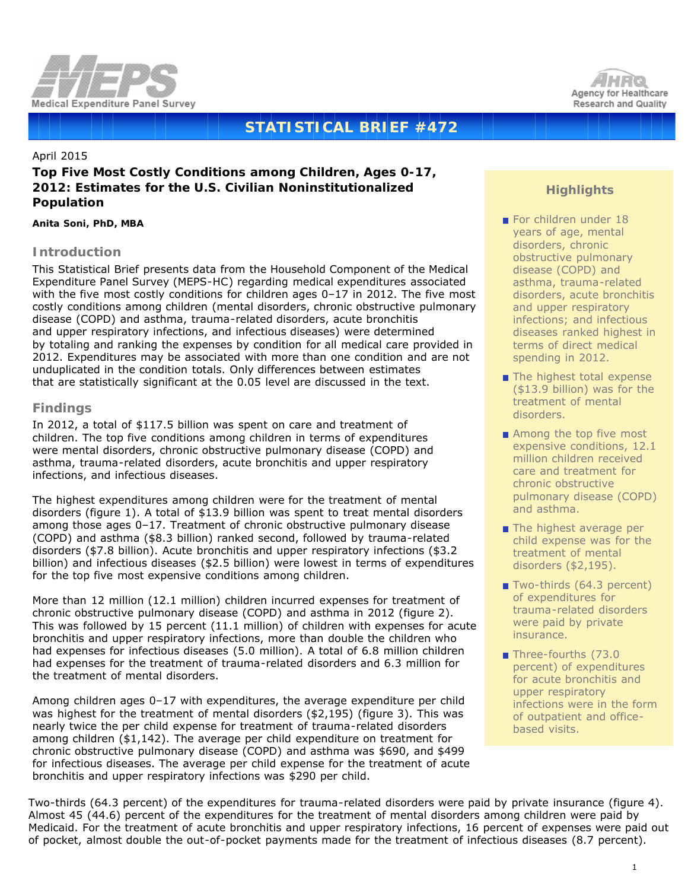Medical Expenditure Panel Survey

Agency for Healthcare Research and Quality

# STATISTICAL BRIEF #472

April 2015

## Top Five Most Costly Conditions among Children, Ages 0-17, 2012: Estimates for the U.S. Civilian Noninstitutionalized Population

**Anita Soni, PhD, MBA**

### Introduction

This Statistical Brief presents data from the Household Component of the Medical Expenditure Panel Survey (MEPS-HC) regarding medical expenditures associated with the five most costly conditions for children ages 0–17 in 2012. The five most costly conditions among children (mental disorders, chronic obstructive pulmonary disease (COPD) and asthma, trauma-related disorders, acute bronchitis and upper respiratory infections, and infectious diseases) were determined by totaling and ranking the expenses by condition for all medical care provided in 2012. Expenditures may be associated with more than one condition and are not unduplicated in the condition totals. Only differences between estimates that are statistically significant at the 0.05 level are discussed in the text.

### Findings

In 2012, a total of $117.5 billion was spent on care and treatment of children. The top five conditions among children in terms of expenditures were mental disorders, chronic obstructive pulmonary disease (COPD) and asthma, trauma-related disorders, acute bronchitis and upper respiratory infections, and infectious diseases.

The highest expenditures among children were for the treatment of mental disorders (figure 1). A total of $13.9 billion was spent to treat mental disorders among those ages 0–17. Treatment of chronic obstructive pulmonary disease (COPD) and asthma ($8.3 billion) ranked second, followed by trauma-related disorders ($7.8 billion). Acute bronchitis and upper respiratory infections ($3.2 billion) and infectious diseases ($2.5 billion) were lowest in terms of expenditures for the top five most expensive conditions among children.

More than 12 million (12.1 million) children incurred expenses for treatment of chronic obstructive pulmonary disease (COPD) and asthma in 2012 (figure 2). This was followed by 15 percent (11.1 million) of children with expenses for acute bronchitis and upper respiratory infections, more than double the children who had expenses for infectious diseases (5.0 million). A total of 6.8 million children had expenses for the treatment of trauma-related disorders and 6.3 million for the treatment of mental disorders.

Among children ages 0–17 with expenditures, the average expenditure per child was highest for the treatment of mental disorders ($2,195) (figure 3). This was nearly twice the per child expense for treatment of trauma-related disorders among children ($1,142). The average per child expenditure on treatment for chronic obstructive pulmonary disease (COPD) and asthma was $690, and $499 for infectious diseases. The average per child expense for the treatment of acute bronchitis and upper respiratory infections was $290 per child.

### Highlights

- For children under 18 years of age, mental disorders, chronic obstructive pulmonary disease (COPD) and asthma, trauma-related disorders, acute bronchitis and upper respiratory infections; and infectious diseases ranked highest in terms of direct medical spending in 2012.
- The highest total expense ($13.9 billion) was for the treatment of mental disorders.
- Among the top five most expensive conditions, 12.1 million children received care and treatment for chronic obstructive pulmonary disease (COPD) and asthma.
- The highest average per child expense was for the treatment of mental disorders ($2,195).
- Two-thirds (64.3 percent) of expenditures for trauma-related disorders were paid by private insurance.
- Three-fourths (73.0 percent) of expenditures for acute bronchitis and upper respiratory infections were in the form of outpatient and office-based visits.

Two-thirds (64.3 percent) of the expenditures for trauma-related disorders were paid by private insurance (figure 4). Almost 45 (44.6) percent of the expenditures for the treatment of mental disorders among children were paid by Medicaid. For the treatment of acute bronchitis and upper respiratory infections, 16 percent of expenses were paid out of pocket, almost double the out-of-pocket payments made for the treatment of infectious diseases (8.7 percent).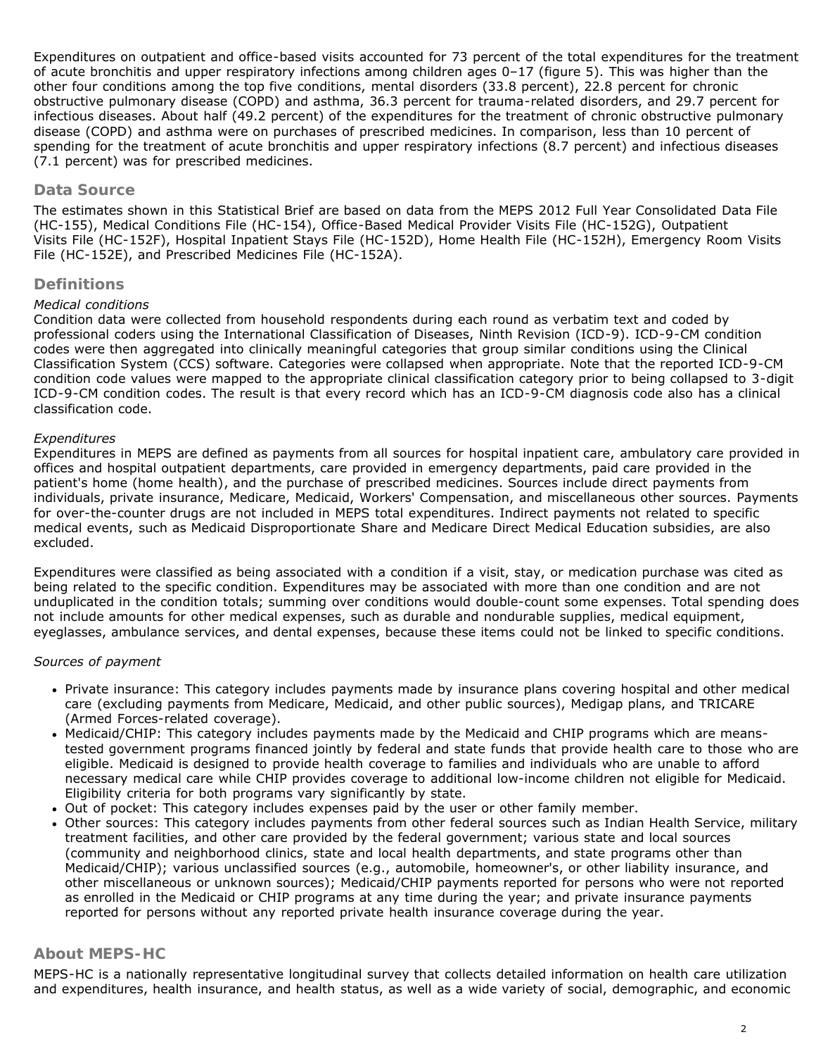Expenditures on outpatient and office-based visits accounted for 73 percent of the total expenditures for the treatment of acute bronchitis and upper respiratory infections among children ages 0–17 (figure 5). This was higher than the other four conditions among the top five conditions, mental disorders (33.8 percent), 22.8 percent for chronic obstructive pulmonary disease (COPD) and asthma, 36.3 percent for trauma-related disorders, and 29.7 percent for infectious diseases. About half (49.2 percent) of the expenditures for the treatment of chronic obstructive pulmonary disease (COPD) and asthma were on purchases of prescribed medicines. In comparison, less than 10 percent of spending for the treatment of acute bronchitis and upper respiratory infections (8.7 percent) and infectious diseases (7.1 percent) was for prescribed medicines.

## Data Source

The estimates shown in this Statistical Brief are based on data from the MEPS 2012 Full Year Consolidated Data File (HC-155), Medical Conditions File (HC-154), Office-Based Medical Provider Visits File (HC-152G), Outpatient Visits File (HC-152F), Hospital Inpatient Stays File (HC-152D), Home Health File (HC-152H), Emergency Room Visits File (HC-152E), and Prescribed Medicines File (HC-152A).

## Definitions

*Medical conditions*
Condition data were collected from household respondents during each round as verbatim text and coded by professional coders using the International Classification of Diseases, Ninth Revision (ICD-9). ICD-9-CM condition codes were then aggregated into clinically meaningful categories that group similar conditions using the Clinical Classification System (CCS) software. Categories were collapsed when appropriate. Note that the reported ICD-9-CM condition code values were mapped to the appropriate clinical classification category prior to being collapsed to 3-digit ICD-9-CM condition codes. The result is that every record which has an ICD-9-CM diagnosis code also has a clinical classification code.

*Expenditures*
Expenditures in MEPS are defined as payments from all sources for hospital inpatient care, ambulatory care provided in offices and hospital outpatient departments, care provided in emergency departments, paid care provided in the patient's home (home health), and the purchase of prescribed medicines. Sources include direct payments from individuals, private insurance, Medicare, Medicaid, Workers' Compensation, and miscellaneous other sources. Payments for over-the-counter drugs are not included in MEPS total expenditures. Indirect payments not related to specific medical events, such as Medicaid Disproportionate Share and Medicare Direct Medical Education subsidies, are also excluded.

Expenditures were classified as being associated with a condition if a visit, stay, or medication purchase was cited as being related to the specific condition. Expenditures may be associated with more than one condition and are not unduplicated in the condition totals; summing over conditions would double-count some expenses. Total spending does not include amounts for other medical expenses, such as durable and nondurable supplies, medical equipment, eyeglasses, ambulance services, and dental expenses, because these items could not be linked to specific conditions.

*Sources of payment*

- Private insurance: This category includes payments made by insurance plans covering hospital and other medical care (excluding payments from Medicare, Medicaid, and other public sources), Medigap plans, and TRICARE (Armed Forces-related coverage).
- Medicaid/CHIP: This category includes payments made by the Medicaid and CHIP programs which are means-tested government programs financed jointly by federal and state funds that provide health care to those who are eligible. Medicaid is designed to provide health coverage to families and individuals who are unable to afford necessary medical care while CHIP provides coverage to additional low-income children not eligible for Medicaid. Eligibility criteria for both programs vary significantly by state.
- Out of pocket: This category includes expenses paid by the user or other family member.
- Other sources: This category includes payments from other federal sources such as Indian Health Service, military treatment facilities, and other care provided by the federal government; various state and local sources (community and neighborhood clinics, state and local health departments, and state programs other than Medicaid/CHIP); various unclassified sources (e.g., automobile, homeowner's, or other liability insurance, and other miscellaneous or unknown sources); Medicaid/CHIP payments reported for persons who were not reported as enrolled in the Medicaid or CHIP programs at any time during the year; and private insurance payments reported for persons without any reported private health insurance coverage during the year.

## About MEPS-HC

MEPS-HC is a nationally representative longitudinal survey that collects detailed information on health care utilization and expenditures, health insurance, and health status, as well as a wide variety of social, demographic, and economic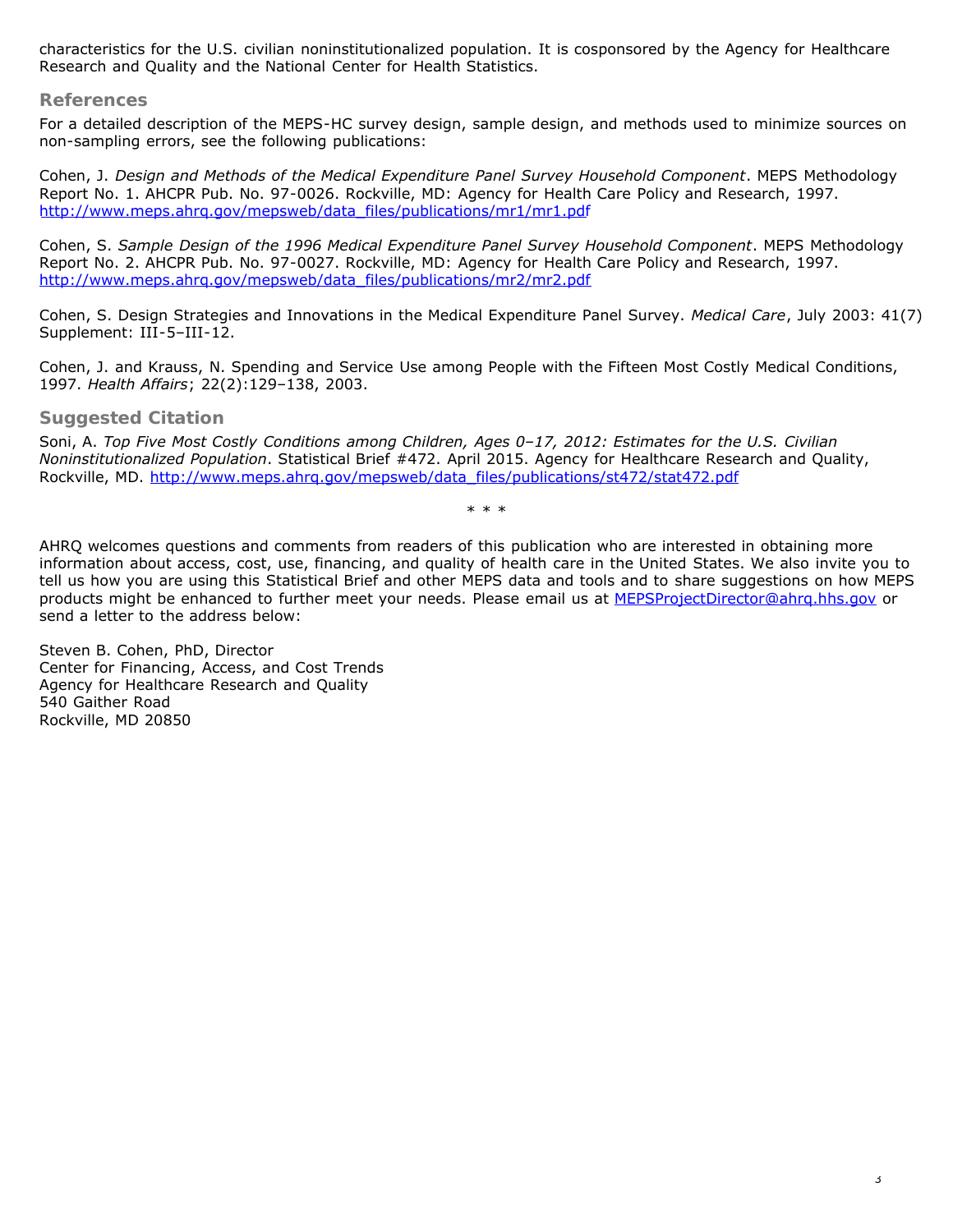characteristics for the U.S. civilian noninstitutionalized population. It is cosponsored by the Agency for Healthcare Research and Quality and the National Center for Health Statistics.

## References

For a detailed description of the MEPS-HC survey design, sample design, and methods used to minimize sources on non-sampling errors, see the following publications:

Cohen, J. *Design and Methods of the Medical Expenditure Panel Survey Household Component*. MEPS Methodology Report No. 1. AHCPR Pub. No. 97-0026. Rockville, MD: Agency for Health Care Policy and Research, 1997. http://www.meps.ahrq.gov/mepsweb/data_files/publications/mr1/mr1.pdf

Cohen, S. *Sample Design of the 1996 Medical Expenditure Panel Survey Household Component*. MEPS Methodology Report No. 2. AHCPR Pub. No. 97-0027. Rockville, MD: Agency for Health Care Policy and Research, 1997. http://www.meps.ahrq.gov/mepsweb/data_files/publications/mr2/mr2.pdf

Cohen, S. Design Strategies and Innovations in the Medical Expenditure Panel Survey. *Medical Care*, July 2003: 41(7) Supplement: III-5–III-12.

Cohen, J. and Krauss, N. Spending and Service Use among People with the Fifteen Most Costly Medical Conditions, 1997. *Health Affairs*; 22(2):129–138, 2003.

## Suggested Citation

Soni, A. *Top Five Most Costly Conditions among Children, Ages 0–17, 2012: Estimates for the U.S. Civilian Noninstitutionalized Population*. Statistical Brief #472. April 2015. Agency for Healthcare Research and Quality, Rockville, MD. http://www.meps.ahrq.gov/mepsweb/data_files/publications/st472/stat472.pdf

\* \* \*

AHRQ welcomes questions and comments from readers of this publication who are interested in obtaining more information about access, cost, use, financing, and quality of health care in the United States. We also invite you to tell us how you are using this Statistical Brief and other MEPS data and tools and to share suggestions on how MEPS products might be enhanced to further meet your needs. Please email us at MEPSProjectDirector@ahrq.hhs.gov or send a letter to the address below:

Steven B. Cohen, PhD, Director
Center for Financing, Access, and Cost Trends
Agency for Healthcare Research and Quality
540 Gaither Road
Rockville, MD 20850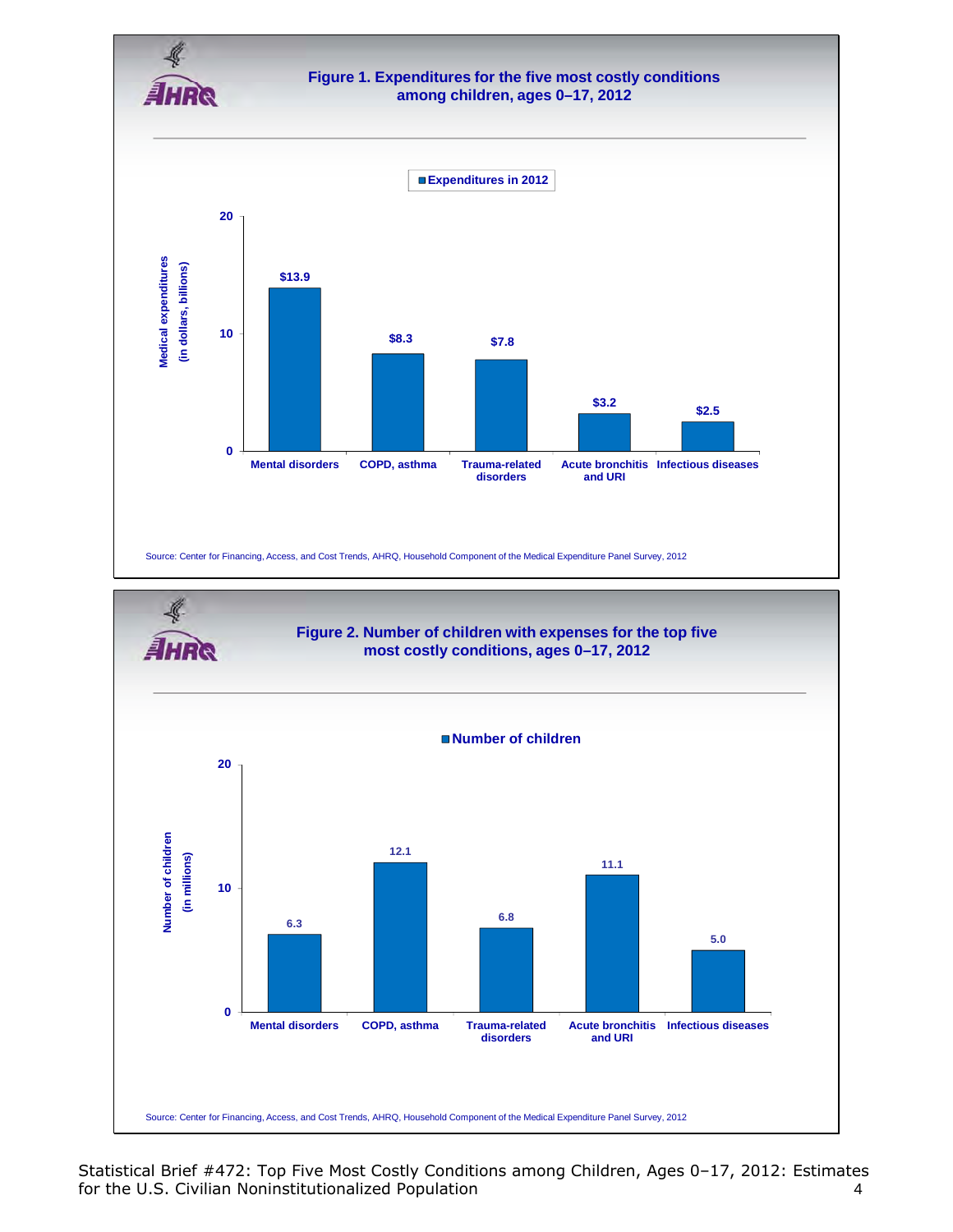## Figure 1. Expenditures for the five most costly conditions among children, ages 0–17, 2012

Expenditures in 2012

Medical expenditures (in dollars, billions)

| Condition | Expenditures in 2012 |
|---|---|
| Mental disorders | $13.9 |
| COPD, asthma | $8.3 |
| Trauma-related disorders | $7.8 |
| Acute bronchitis and URI | $3.2 |
| Infectious diseases | $2.5 |

Source: Center for Financing, Access, and Cost Trends, AHRQ, Household Component of the Medical Expenditure Panel Survey, 2012

## Figure 2. Number of children with expenses for the top five most costly conditions, ages 0–17, 2012

Number of children

Number of children (in millions)

| Condition | Number of children |
|---|---|
| Mental disorders | 6.3 |
| COPD, asthma | 12.1 |
| Trauma-related disorders | 6.8 |
| Acute bronchitis and URI | 11.1 |
| Infectious diseases | 5.0 |

Source: Center for Financing, Access, and Cost Trends, AHRQ, Household Component of the Medical Expenditure Panel Survey, 2012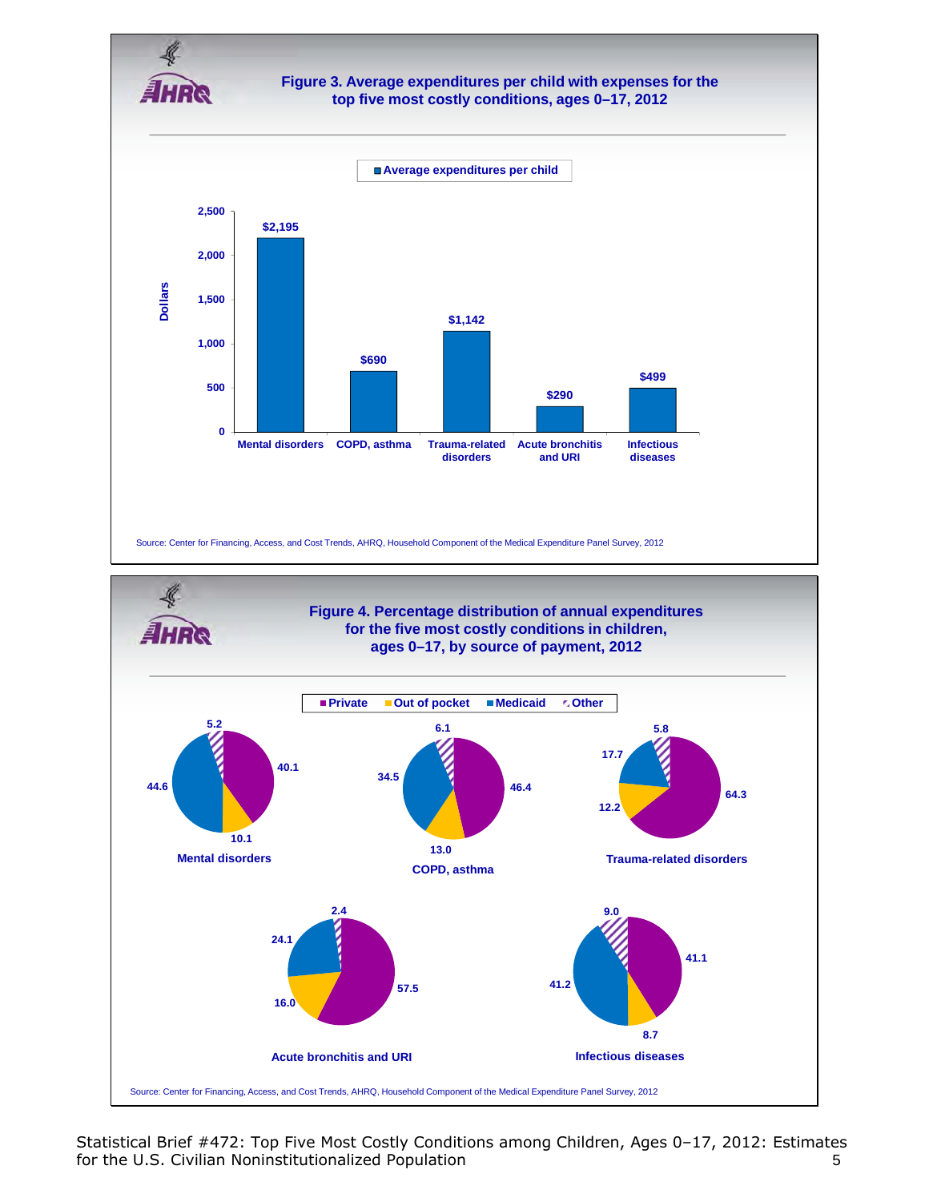## Figure 3. Average expenditures per child with expenses for the top five most costly conditions, ages 0–17, 2012

| Condition | Average expenditures per child |
|---|---|
| Mental disorders | $2,195 |
| COPD, asthma | $690 |
| Trauma-related disorders | $1,142 |
| Acute bronchitis and URI | $290 |
| Infectious diseases | $499 |

Source: Center for Financing, Access, and Cost Trends, AHRQ, Household Component of the Medical Expenditure Panel Survey, 2012

## Figure 4. Percentage distribution of annual expenditures for the five most costly conditions in children, ages 0–17, by source of payment, 2012

| Condition | Private | Out of pocket | Medicaid | Other |
|---|---|---|---|---|
| Mental disorders | 40.1 | 10.1 | 44.6 | 5.2 |
| COPD, asthma | 46.4 | 13.0 | 34.5 | 6.1 |
| Trauma-related disorders | 64.3 | 12.2 | 17.7 | 5.8 |
| Acute bronchitis and URI | 57.5 | 16.0 | 24.1 | 2.4 |
| Infectious diseases | 41.1 | 8.7 | 41.2 | 9.0 |

Source: Center for Financing, Access, and Cost Trends, AHRQ, Household Component of the Medical Expenditure Panel Survey, 2012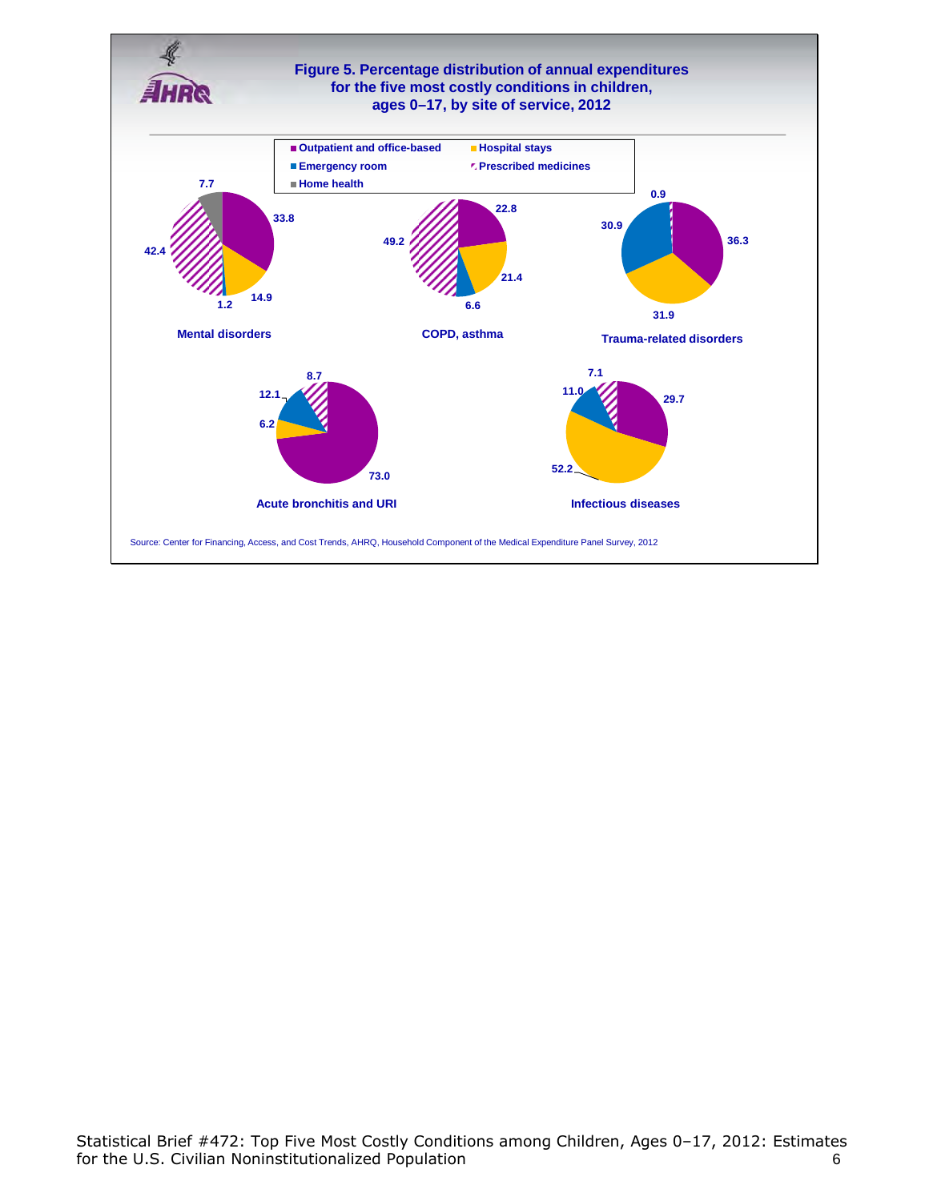**Figure 5. Percentage distribution of annual expenditures for the five most costly conditions in children, ages 0–17, by site of service, 2012**

AHRQ

Outpatient and office-based
Hospital stays
Emergency room
Prescribed medicines
Home health

7.7
33.8
42.4
1.2
14.9

Mental disorders

22.8
49.2
21.4
6.6

COPD, asthma

0.9
30.9
36.3
31.9

Trauma-related disorders

8.7
12.1
6.2
73.0

Acute bronchitis and URI

7.1
11.0
29.7
52.2

Infectious diseases

Source: Center for Financing, Access, and Cost Trends, AHRQ, Household Component of the Medical Expenditure Panel Survey, 2012